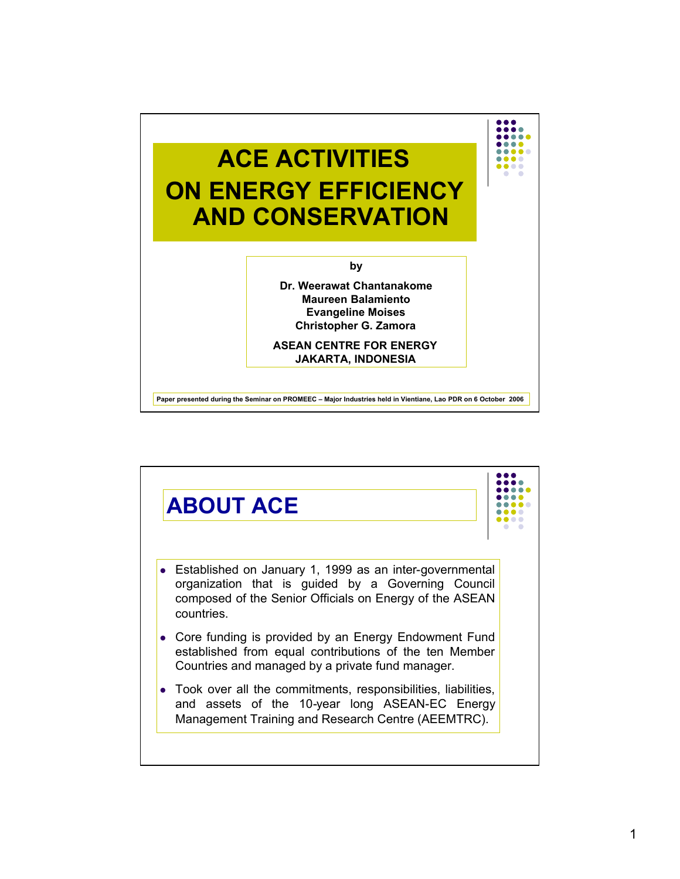# ACE ACTIVITIES ON ENERGY EFFICIENCY AND CONSERVATION

by

**Dr. Weerawat Chantanakome**
**Maureen Balamiento**
**Evangeline Moises**
**Christopher G. Zamora**

**ASEAN CENTRE FOR ENERGY**
**JAKARTA, INDONESIA**

**Paper presented during the Seminar on PROMEEC – Major Industries held in Vientiane, Lao PDR on 6 October 2006**

## ABOUT ACE

- Established on January 1, 1999 as an inter-governmental organization that is guided by a Governing Council composed of the Senior Officials on Energy of the ASEAN countries.
- Core funding is provided by an Energy Endowment Fund established from equal contributions of the ten Member Countries and managed by a private fund manager.
- Took over all the commitments, responsibilities, liabilities, and assets of the 10-year long ASEAN-EC Energy Management Training and Research Centre (AEEMTRC).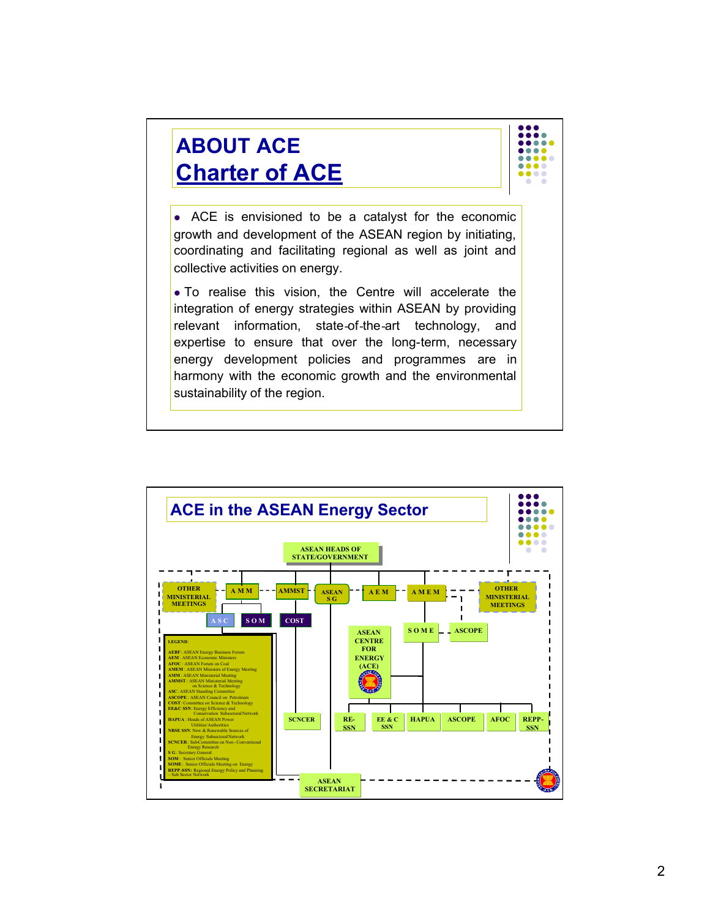# ABOUT ACE

## Charter of ACE

- ACE is envisioned to be a catalyst for the economic growth and development of the ASEAN region by initiating, coordinating and facilitating regional as well as joint and collective activities on energy.
- To realise this vision, the Centre will accelerate the integration of energy strategies within ASEAN by providing relevant information, state-of-the-art technology, and expertise to ensure that over the long-term, necessary energy development policies and programmes are in harmony with the economic growth and the environmental sustainability of the region.

# ACE in the ASEAN Energy Sector

ASEAN HEADS OF STATE/GOVERNMENT

OTHER MINISTERIAL MEETINGS — A M M — AMMST — ASEAN S G — A E M — A M E M — OTHER MINISTERIAL MEETINGS

A S C — S O M — COST

ASEAN CENTRE FOR ENERGY (ACE)

S O M E — ASCOPE

SCNCER — RE-SSN — EE & C SSN — HAPUA — ASCOPE — AFOC — REPP-SSN

ASEAN SECRETARIAT

LEGEND:

- AEBF : ASEAN Energy Business Forum
- AEM : ASEAN Economic Ministers
- AFOC : ASEAN Forum on Coal
- AMEM : ASEAN Ministers of Energy Meeting
- AMM : ASEAN Ministerial Meeting
- AMMST : ASEAN Ministerial Meeting on Science & Technology
- ASC : ASEAN Standing Committee
- ASCOPE : ASEAN Council on Petroleum
- COST : Committee on Science & Technology
- EE&C SSN : Energy Efficiency and Conservation Subsectoral Network
- HAPUA : Heads of ASEAN Power Utilities/Authorities
- NRSE SSN : New & Renewable Sources of Energy Subsectoral Network
- SCNCER : Sub-Committee on Non-Conventional Energy Research
- S G : Secretary General
- SOM : Senior Officials Meeting
- SOME : Senior Officials Meeting on Energy
- REPP-SSN : Regional Energy Policy and Planning – Sub Sector Network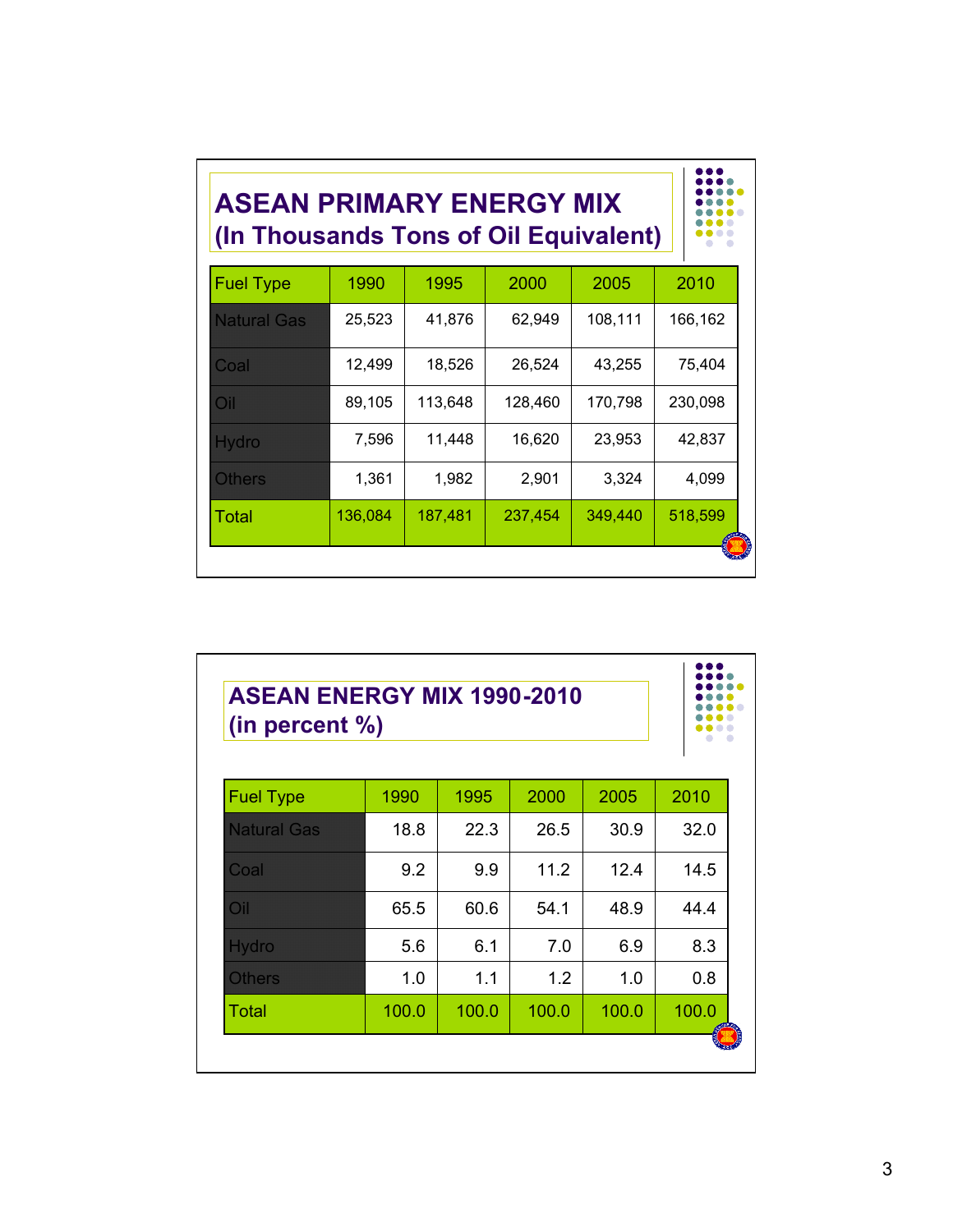## ASEAN PRIMARY ENERGY MIX
## (In Thousands Tons of Oil Equivalent)

| Fuel Type | 1990 | 1995 | 2000 | 2005 | 2010 |
|---|---|---|---|---|---|
| Natural Gas | 25,523 | 41,876 | 62,949 | 108,111 | 166,162 |
| Coal | 12,499 | 18,526 | 26,524 | 43,255 | 75,404 |
| Oil | 89,105 | 113,648 | 128,460 | 170,798 | 230,098 |
| Hydro | 7,596 | 11,448 | 16,620 | 23,953 | 42,837 |
| Others | 1,361 | 1,982 | 2,901 | 3,324 | 4,099 |
| Total | 136,084 | 187,481 | 237,454 | 349,440 | 518,599 |

## ASEAN ENERGY MIX 1990-2010
## (in percent %)

| Fuel Type | 1990 | 1995 | 2000 | 2005 | 2010 |
|---|---|---|---|---|---|
| Natural Gas | 18.8 | 22.3 | 26.5 | 30.9 | 32.0 |
| Coal | 9.2 | 9.9 | 11.2 | 12.4 | 14.5 |
| Oil | 65.5 | 60.6 | 54.1 | 48.9 | 44.4 |
| Hydro | 5.6 | 6.1 | 7.0 | 6.9 | 8.3 |
| Others | 1.0 | 1.1 | 1.2 | 1.0 | 0.8 |
| Total | 100.0 | 100.0 | 100.0 | 100.0 | 100.0 |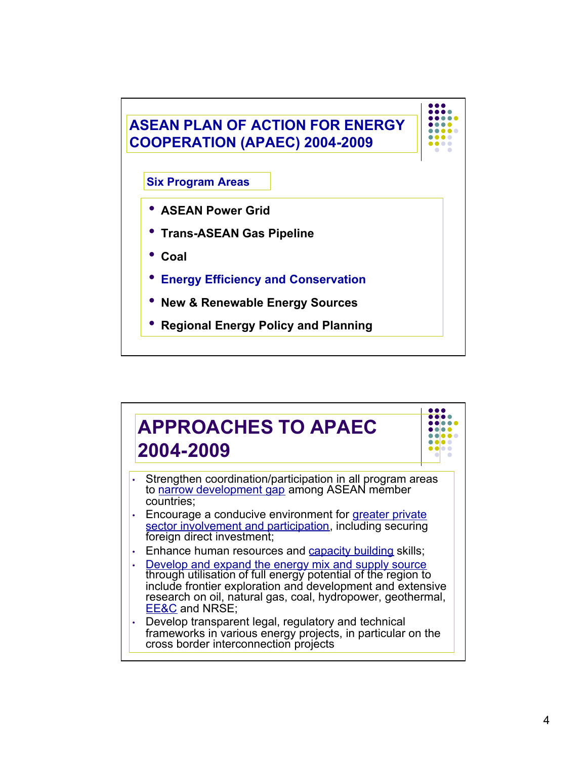## ASEAN PLAN OF ACTION FOR ENERGY COOPERATION (APAEC) 2004-2009

### Six Program Areas

- **ASEAN Power Grid**
- **Trans-ASEAN Gas Pipeline**
- **Coal**
- **Energy Efficiency and Conservation**
- **New & Renewable Energy Sources**
- **Regional Energy Policy and Planning**

## APPROACHES TO APAEC 2004-2009

- Strengthen coordination/participation in all program areas to narrow development gap among ASEAN member countries;
- Encourage a conducive environment for greater private sector involvement and participation, including securing foreign direct investment;
- Enhance human resources and capacity building skills;
- Develop and expand the energy mix and supply source through utilisation of full energy potential of the region to include frontier exploration and development and extensive research on oil, natural gas, coal, hydropower, geothermal, EE&C and NRSE;
- Develop transparent legal, regulatory and technical frameworks in various energy projects, in particular on the cross border interconnection projects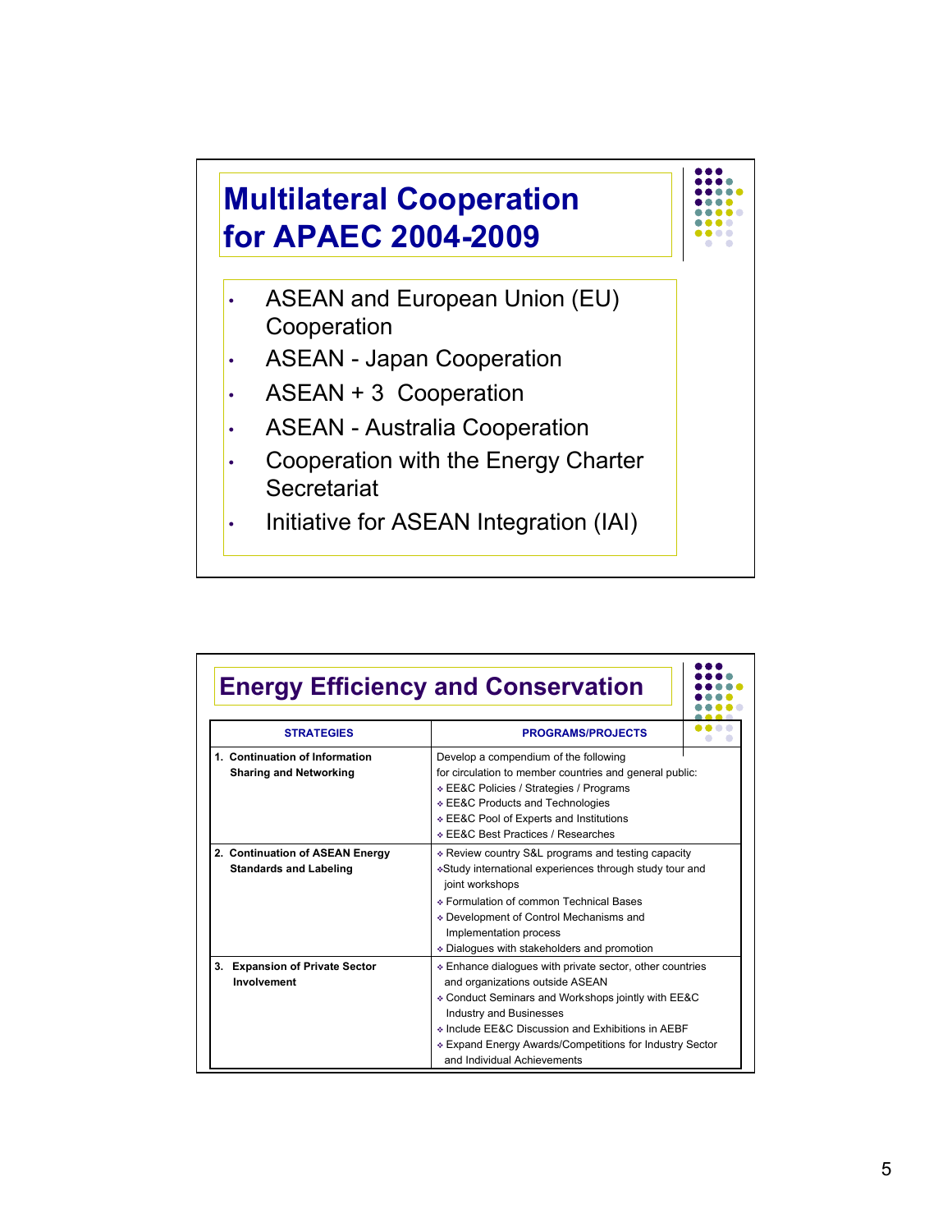## Multilateral Cooperation for APAEC 2004-2009

- ASEAN and European Union (EU) Cooperation
- ASEAN - Japan Cooperation
- ASEAN + 3 Cooperation
- ASEAN - Australia Cooperation
- Cooperation with the Energy Charter Secretariat
- Initiative for ASEAN Integration (IAI)

## Energy Efficiency and Conservation

| STRATEGIES | PROGRAMS/PROJECTS |
|---|---|
| 1. Continuation of Information Sharing and Networking | Develop a compendium of the following for circulation to member countries and general public:<br>❖ EE&C Policies / Strategies / Programs<br>❖ EE&C Products and Technologies<br>❖ EE&C Pool of Experts and Institutions<br>❖ EE&C Best Practices / Researches |
| 2. Continuation of ASEAN Energy Standards and Labeling | ❖ Review country S&L programs and testing capacity<br>❖ Study international experiences through study tour and joint workshops<br>❖ Formulation of common Technical Bases<br>❖ Development of Control Mechanisms and Implementation process<br>❖ Dialogues with stakeholders and promotion |
| 3. Expansion of Private Sector Involvement | ❖ Enhance dialogues with private sector, other countries and organizations outside ASEAN<br>❖ Conduct Seminars and Workshops jointly with EE&C Industry and Businesses<br>❖ Include EE&C Discussion and Exhibitions in AEBF<br>❖ Expand Energy Awards/Competitions for Industry Sector and Individual Achievements |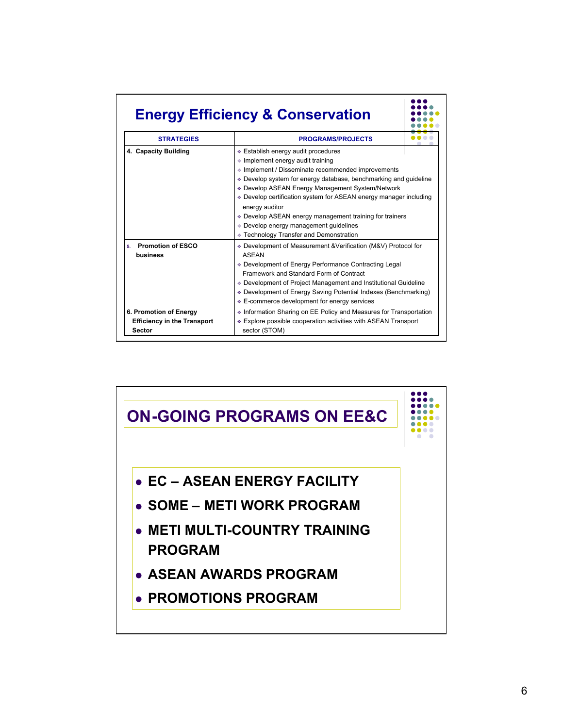## Energy Efficiency & Conservation

| STRATEGIES | PROGRAMS/PROJECTS |
|---|---|
| 4. Capacity Building | ❖ Establish energy audit procedures<br>❖ Implement energy audit training<br>❖ Implement / Disseminate recommended improvements<br>❖ Develop system for energy database, benchmarking and guideline<br>❖ Develop ASEAN Energy Management System/Network<br>❖ Develop certification system for ASEAN energy manager including energy auditor<br>❖ Develop ASEAN energy management training for trainers<br>❖ Develop energy management guidelines<br>❖ Technology Transfer and Demonstration |
| 5. Promotion of ESCO business | ❖ Development of Measurement &Verification (M&V) Protocol for ASEAN<br>❖ Development of Energy Performance Contracting Legal Framework and Standard Form of Contract<br>❖ Development of Project Management and Institutional Guideline<br>❖ Development of Energy Saving Potential Indexes (Benchmarking)<br>❖ E-commerce development for energy services |
| 6. Promotion of Energy Efficiency in the Transport Sector | ❖ Information Sharing on EE Policy and Measures for Transportation<br>❖ Explore possible cooperation activities with ASEAN Transport sector (STOM) |

## ON-GOING PROGRAMS ON EE&C

- EC – ASEAN ENERGY FACILITY
- SOME – METI WORK PROGRAM
- METI MULTI-COUNTRY TRAINING PROGRAM
- ASEAN AWARDS PROGRAM
- PROMOTIONS PROGRAM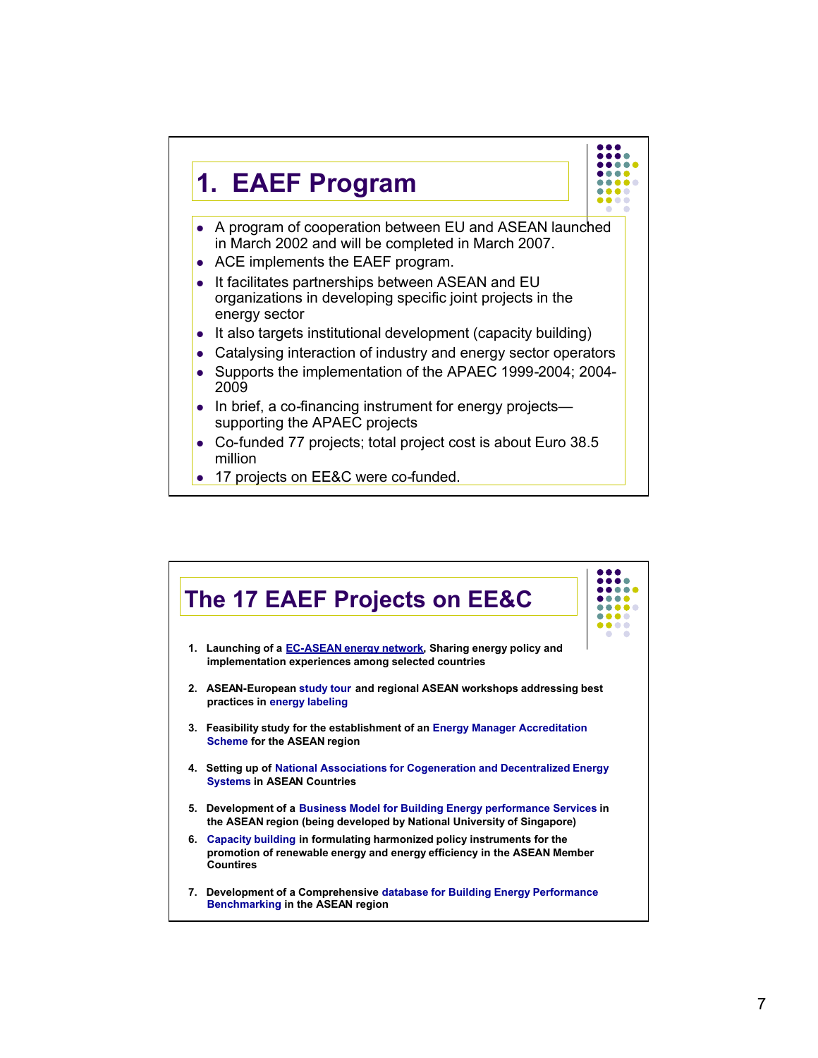## 1. EAEF Program

- A program of cooperation between EU and ASEAN launched in March 2002 and will be completed in March 2007.
- ACE implements the EAEF program.
- It facilitates partnerships between ASEAN and EU organizations in developing specific joint projects in the energy sector
- It also targets institutional development (capacity building)
- Catalysing interaction of industry and energy sector operators
- Supports the implementation of the APAEC 1999-2004; 2004-2009
- In brief, a co-financing instrument for energy projects—supporting the APAEC projects
- Co-funded 77 projects; total project cost is about Euro 38.5 million
- 17 projects on EE&C were co-funded.

## The 17 EAEF Projects on EE&C

1. **Launching of a EC-ASEAN energy network, Sharing energy policy and implementation experiences among selected countries**
2. **ASEAN-European study tour and regional ASEAN workshops addressing best practices in energy labeling**
3. **Feasibility study for the establishment of an Energy Manager Accreditation Scheme for the ASEAN region**
4. **Setting up of National Associations for Cogeneration and Decentralized Energy Systems in ASEAN Countries**
5. **Development of a Business Model for Building Energy performance Services in the ASEAN region (being developed by National University of Singapore)**
6. **Capacity building in formulating harmonized policy instruments for the promotion of renewable energy and energy efficiency in the ASEAN Member Countires**
7. **Development of a Comprehensive database for Building Energy Performance Benchmarking in the ASEAN region**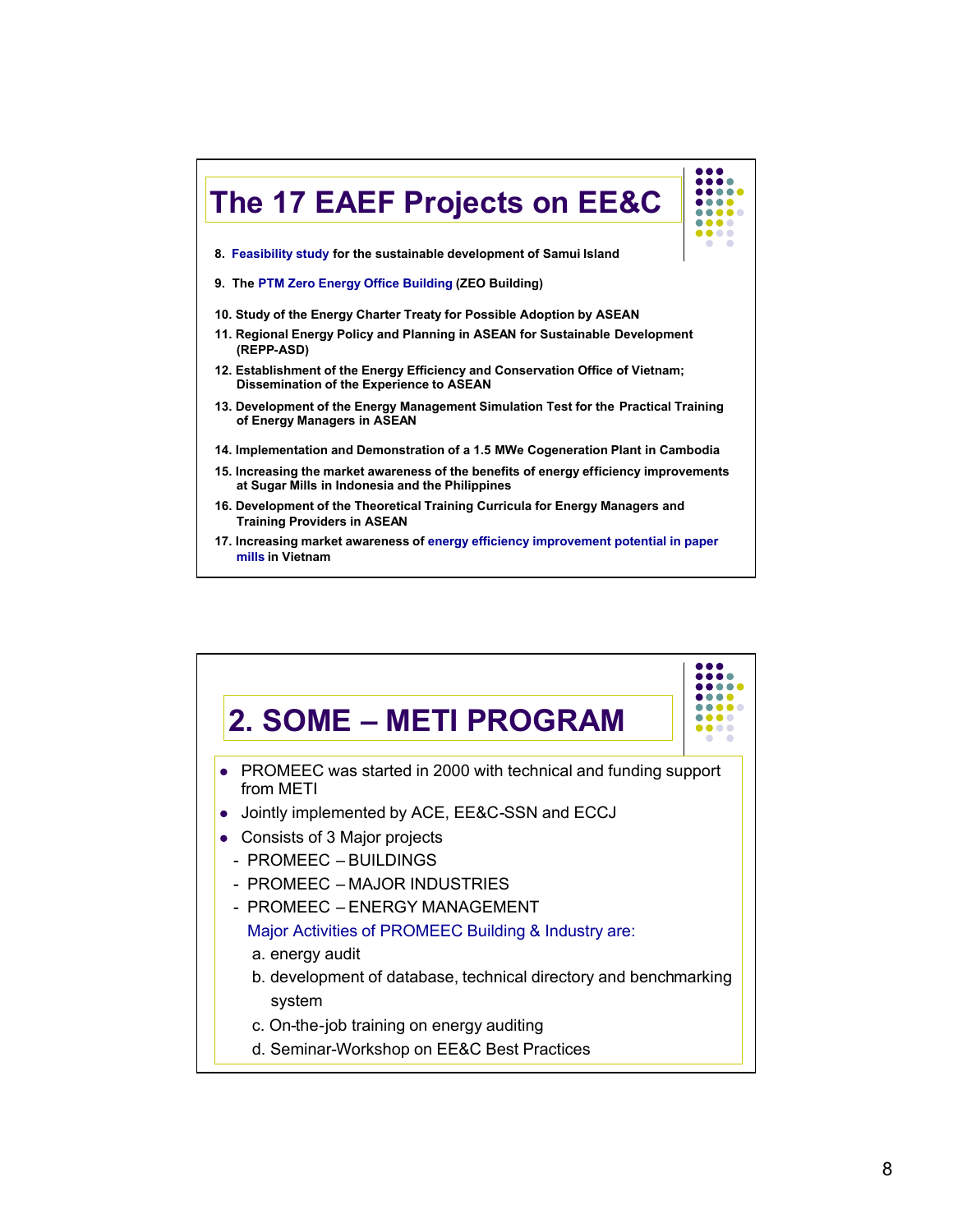## The 17 EAEF Projects on EE&C

8. **Feasibility study for the sustainable development of Samui Island**
9. **The PTM Zero Energy Office Building (ZEO Building)**
10. **Study of the Energy Charter Treaty for Possible Adoption by ASEAN**
11. **Regional Energy Policy and Planning in ASEAN for Sustainable Development (REPP-ASD)**
12. **Establishment of the Energy Efficiency and Conservation Office of Vietnam; Dissemination of the Experience to ASEAN**
13. **Development of the Energy Management Simulation Test for the Practical Training of Energy Managers in ASEAN**
14. **Implementation and Demonstration of a 1.5 MWe Cogeneration Plant in Cambodia**
15. **Increasing the market awareness of the benefits of energy efficiency improvements at Sugar Mills in Indonesia and the Philippines**
16. **Development of the Theoretical Training Curricula for Energy Managers and Training Providers in ASEAN**
17. **Increasing market awareness of energy efficiency improvement potential in paper mills in Vietnam**

## 2. SOME – METI PROGRAM

- PROMEEC was started in 2000 with technical and funding support from METI
- Jointly implemented by ACE, EE&C-SSN and ECCJ
- Consists of 3 Major projects
  - PROMEEC – BUILDINGS
  - PROMEEC – MAJOR INDUSTRIES
  - PROMEEC – ENERGY MANAGEMENT

  Major Activities of PROMEEC Building & Industry are:

  a. energy audit

  b. development of database, technical directory and benchmarking system

  c. On-the-job training on energy auditing

  d. Seminar-Workshop on EE&C Best Practices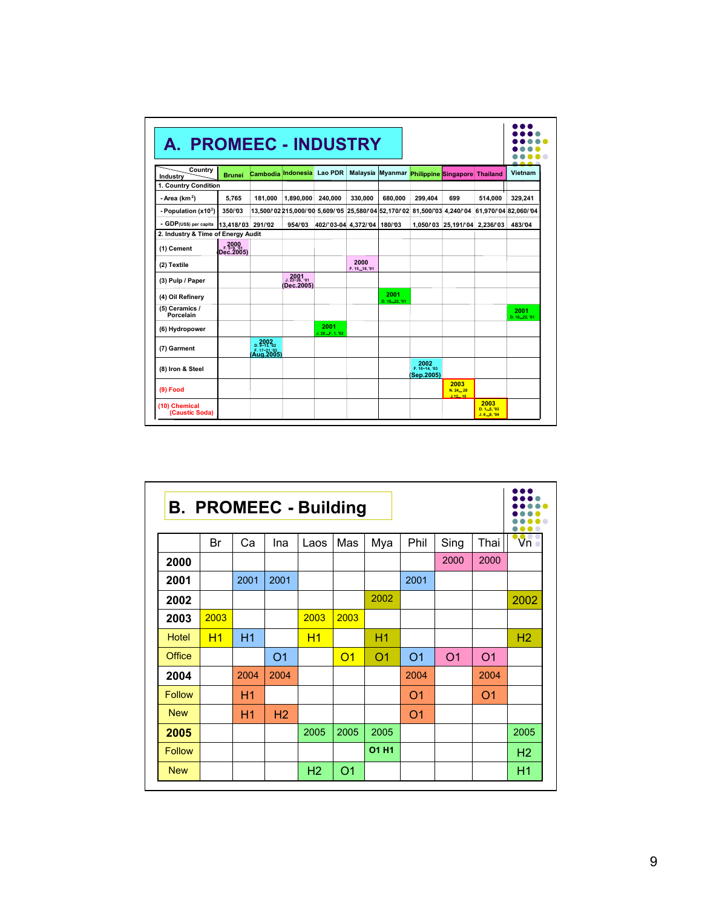# A. PROMEEC - INDUSTRY

| Industry \ Country | Brunei | Cambodia | Indonesia | Lao PDR | Malaysia | Myanmar | Philippine | Singapore | Thailand | Vietnam |
|---|---|---|---|---|---|---|---|---|---|---|
| **1. Country Condition** | | | | | | | | | | |
| - Area ($km^2$) | 5,765 | 181,000 | 1,890,000 | 240,000 | 330,000 | 680,000 | 299,404 | 699 | 514,000 | 329,241 |
| - Population ($x10^3$) | 350/'03 | 13,500/'02 | 215,000/'00 | 5,609/'05 | 25,580/'04 | 52,170/'02 | 81,500/'03 | 4,240/'04 | 61,970/'04 | 82,060/'04 |
| - GDP(US$) per capita | 13,418/'03 | 291/'02 | 954/'03 | 402/'03-04 | 4,372/'04 | 180/'03 | 1,050/'03 | 25,191/'04 | 2,236/'03 | 483/'04 |
| **2. Industry & Time of Energy Audit** | | | | | | | | | | |
| (1) Cement | 2000 F. 5~9, '01 (Dec.2005) | | | | | | | | | |
| (2) Textile | | | | | 2000 F. 15_19, '01 | | | | | |
| (3) Pulp / Paper | | | 2001 J. 22~26, '01 (Dec.2005) | | | | | | | |
| (4) Oil Refinery | | | | | | 2001 D. 10_22, '01 | | | | |
| (5) Ceramics / Porcelain | | | | | | | | | | 2001 D. 18_22, '01 |
| (6) Hydropower | | | | 2001 J. 28_F. 1, '02 | | | | | | |
| (7) Garment | | 2002 D. 9~13, '02 F. 17~21, '03 (Aug.2005) | | | | | | | | |
| (8) Iron & Steel | | | | | | | 2002 F. 10~14, '03 (Sep.2005) | | | |
| (9) Food | | | | | | | | 2003 N. 24_28 J. 12_15 | | |
| (10) Chemical (Caustic Soda) | | | | | | | | | 2003 D. 1_5, '03 J. 6_9, '04 | |

# B. PROMEEC - Building

| | Br | Ca | Ina | Laos | Mas | Mya | Phil | Sing | Thai | Vn |
|---|---|---|---|---|---|---|---|---|---|---|
| **2000** | | | | | | | | 2000 | 2000 | |
| **2001** | | 2001 | 2001 | | | | 2001 | | | |
| **2002** | | | | | | 2002 | | | | 2002 |
| **2003** | 2003 | | | 2003 | 2003 | | | | | |
| Hotel | H1 | H1 | | H1 | | H1 | | | | H2 |
| Office | | | O1 | | O1 | O1 | O1 | O1 | O1 | |
| **2004** | | 2004 | 2004 | | | | 2004 | | 2004 | |
| Follow | | H1 | | | | | O1 | | O1 | |
| New | | H1 | H2 | | | | O1 | | | |
| **2005** | | | | 2005 | 2005 | 2005 | | | | 2005 |
| Follow | | | | | | O1 H1 | | | | H2 |
| New | | | | H2 | O1 | | | | | H1 |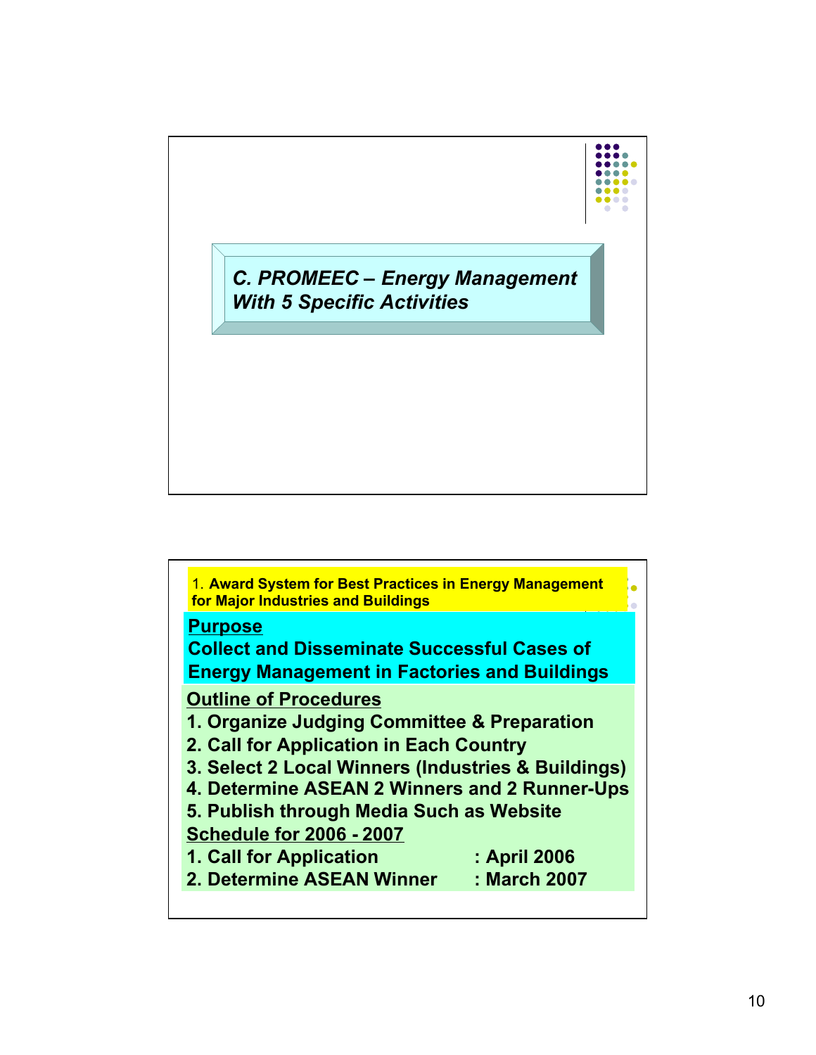## *C. PROMEEC – Energy Management With 5 Specific Activities*

### 1. Award System for Best Practices in Energy Management for Major Industries and Buildings

**Purpose**

**Collect and Disseminate Successful Cases of Energy Management in Factories and Buildings**

**Outline of Procedures**

1. **Organize Judging Committee & Preparation**
2. **Call for Application in Each Country**
3. **Select 2 Local Winners (Industries & Buildings)**
4. **Determine ASEAN 2 Winners and 2 Runner-Ups**
5. **Publish through Media Such as Website**

**Schedule for 2006 - 2007**

1. **Call for Application : April 2006**
2. **Determine ASEAN Winner : March 2007**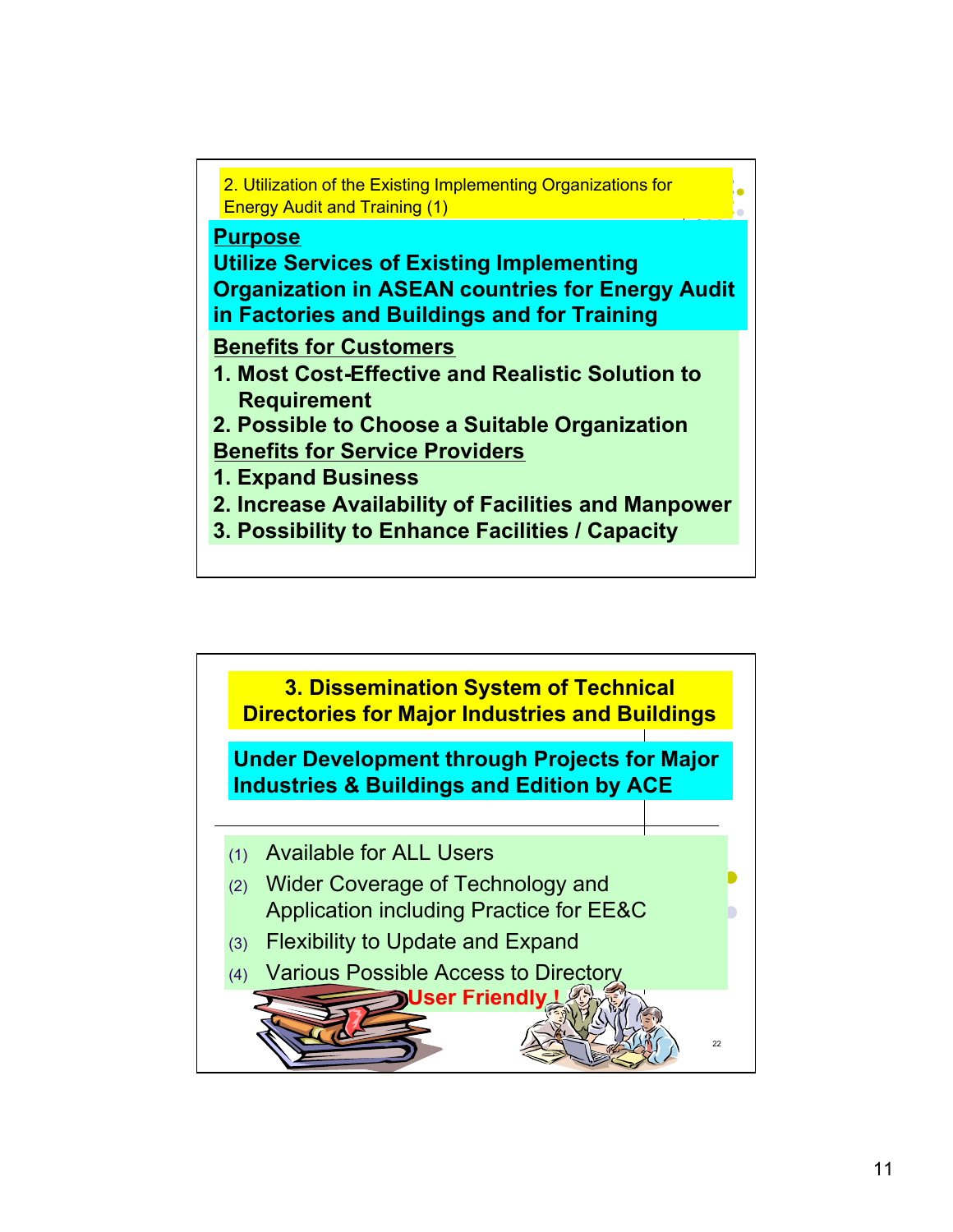## 2. Utilization of the Existing Implementing Organizations for Energy Audit and Training (1)

**Purpose**

**Utilize Services of Existing Implementing Organization in ASEAN countries for Energy Audit in Factories and Buildings and for Training**

**Benefits for Customers**

**1. Most Cost-Effective and Realistic Solution to Requirement**

**2. Possible to Choose a Suitable Organization**

**Benefits for Service Providers**

**1. Expand Business**

**2. Increase Availability of Facilities and Manpower**

**3. Possibility to Enhance Facilities / Capacity**

## 3. Dissemination System of Technical Directories for Major Industries and Buildings

**Under Development through Projects for Major Industries & Buildings and Edition by ACE**

(1) Available for ALL Users

(2) Wider Coverage of Technology and Application including Practice for EE&C

(3) Flexibility to Update and Expand

(4) Various Possible Access to Directory

**User Friendly !**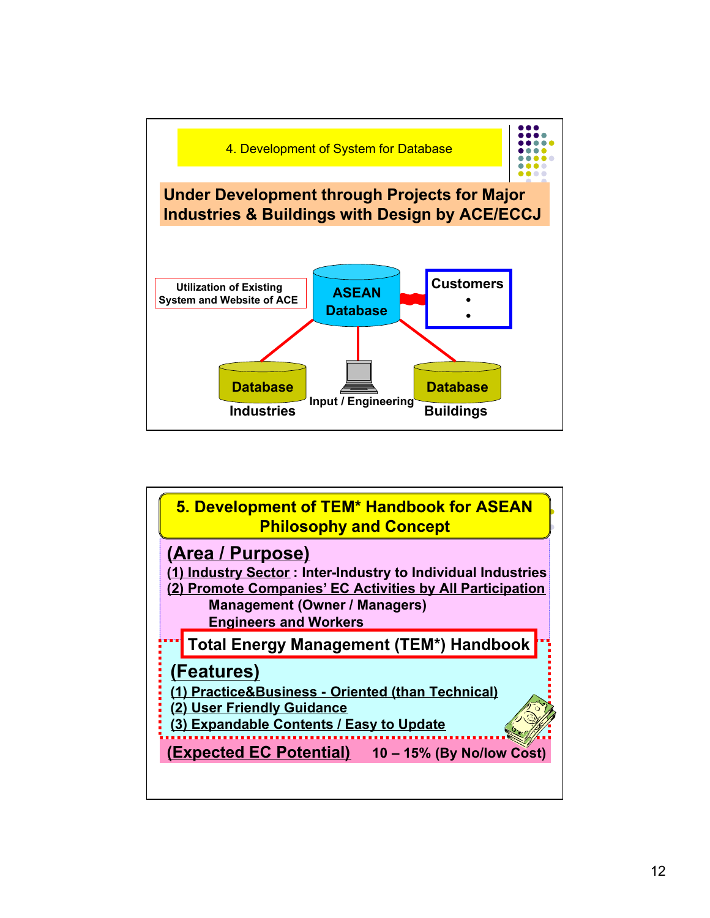## 4. Development of System for Database

**Under Development through Projects for Major Industries & Buildings with Design by ACE/ECCJ**

Utilization of Existing System and Website of ACE

**ASEAN Database**

**Customers**

- •
- •

**Database** — **Industries**

**Input / Engineering**

**Database** — **Buildings**

---

## 5. Development of TEM* Handbook for ASEAN Philosophy and Concept

### (Area / Purpose)

**(1) Industry Sector : Inter-Industry to Individual Industries**

**(2) Promote Companies' EC Activities by All Participation**

- **Management (Owner / Managers)**
- **Engineers and Workers**

**Total Energy Management (TEM*) Handbook**

### (Features)

**(1) Practice&Business - Oriented (than Technical)**

**(2) User Friendly Guidance**

**(3) Expandable Contents / Easy to Update**

**(Expected EC Potential)** **10 – 15% (By No/low Cost)**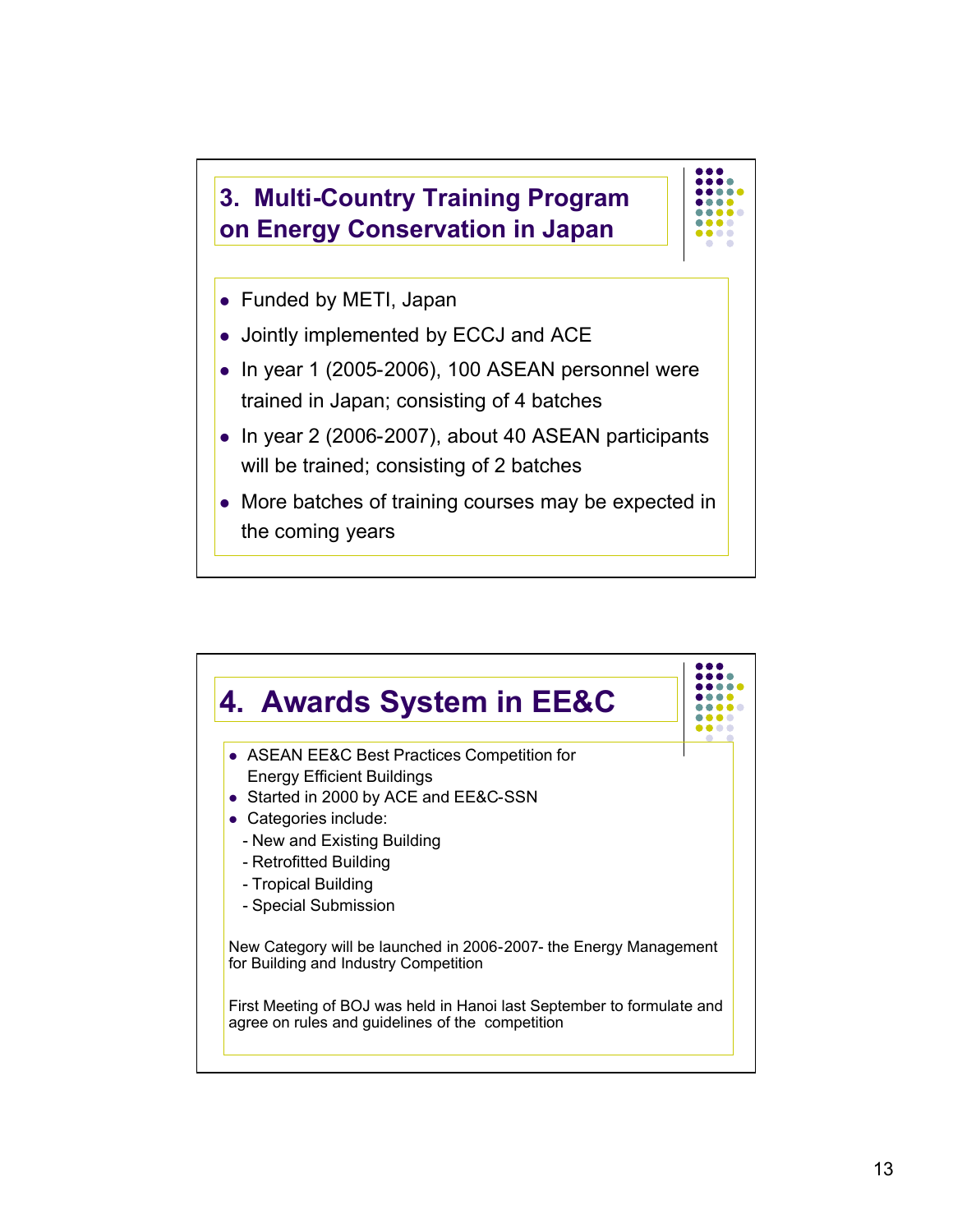## 3. Multi-Country Training Program on Energy Conservation in Japan

- Funded by METI, Japan
- Jointly implemented by ECCJ and ACE
- In year 1 (2005-2006), 100 ASEAN personnel were trained in Japan; consisting of 4 batches
- In year 2 (2006-2007), about 40 ASEAN participants will be trained; consisting of 2 batches
- More batches of training courses may be expected in the coming years

## 4. Awards System in EE&C

- ASEAN EE&C Best Practices Competition for Energy Efficient Buildings
- Started in 2000 by ACE and EE&C-SSN
- Categories include:
  - New and Existing Building
  - Retrofitted Building
  - Tropical Building
  - Special Submission

New Category will be launched in 2006-2007- the Energy Management for Building and Industry Competition

First Meeting of BOJ was held in Hanoi last September to formulate and agree on rules and guidelines of the competition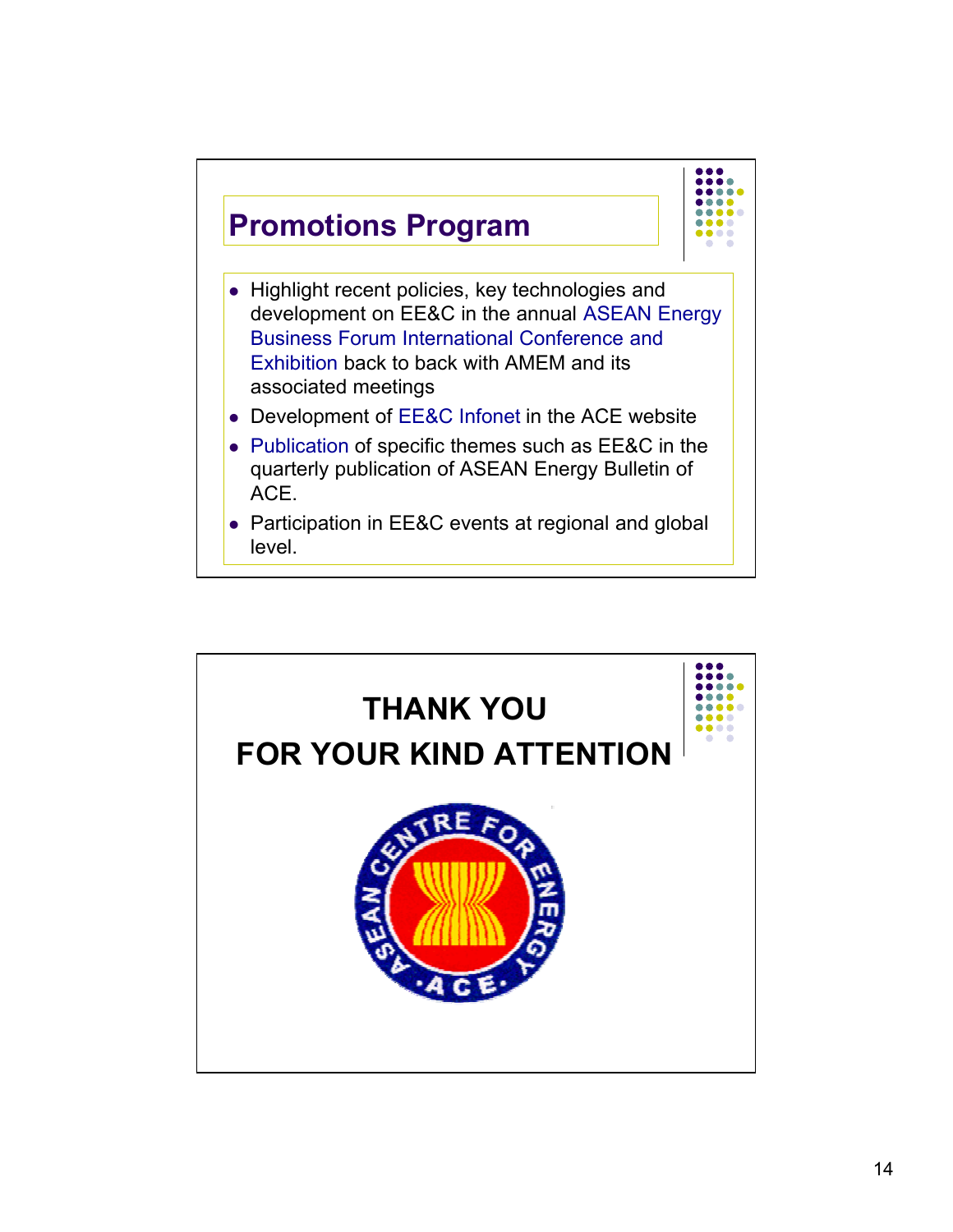## Promotions Program

- Highlight recent policies, key technologies and development on EE&C in the annual ASEAN Energy Business Forum International Conference and Exhibition back to back with AMEM and its associated meetings
- Development of EE&C Infonet in the ACE website
- Publication of specific themes such as EE&C in the quarterly publication of ASEAN Energy Bulletin of ACE.
- Participation in EE&C events at regional and global level.

## THANK YOU FOR YOUR KIND ATTENTION

ASEAN CENTRE FOR ENERGY
·ACE·